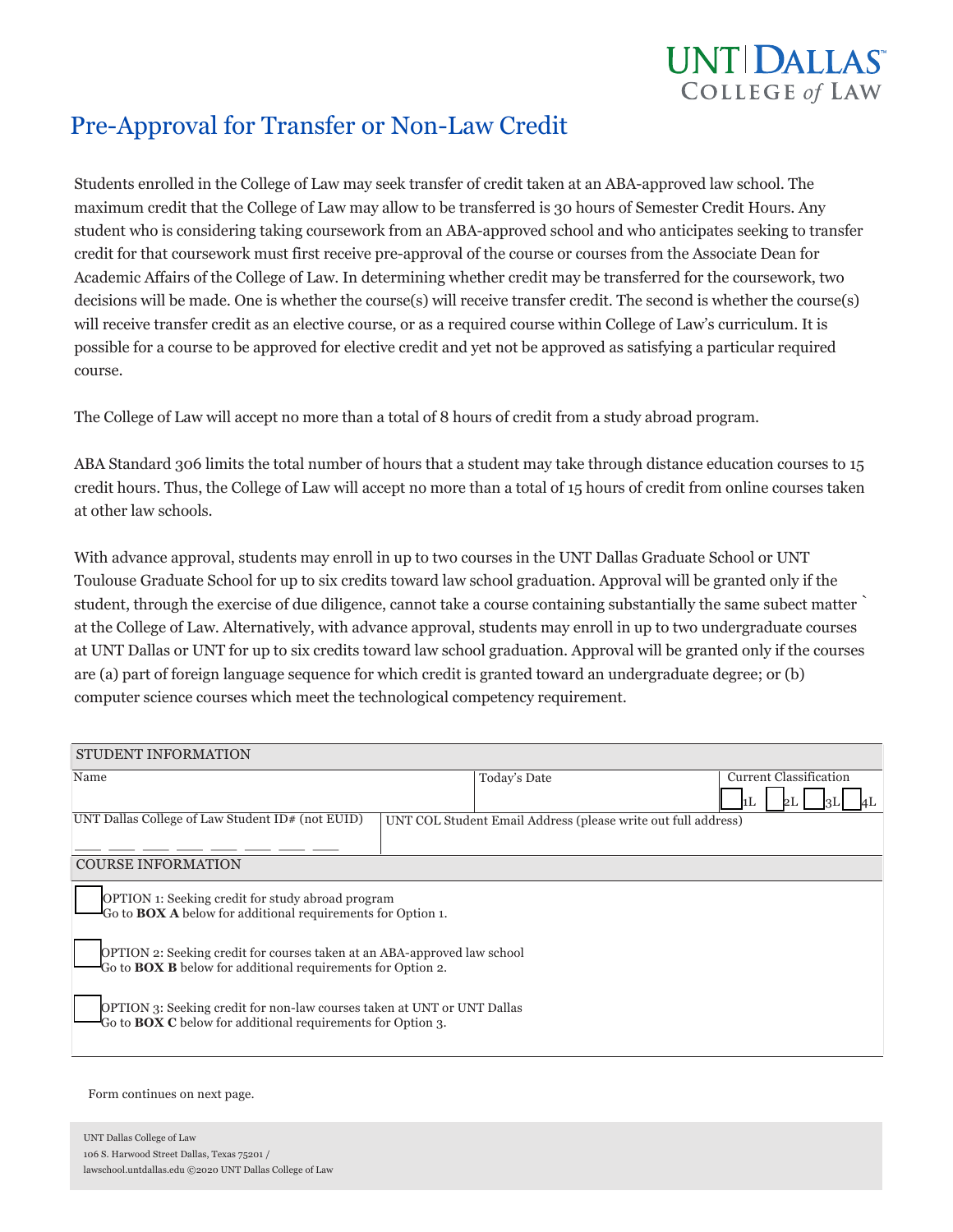UNT | DALLAS
COLLEGE *of* LAW

# Pre-Approval for Transfer or Non-Law Credit

Students enrolled in the College of Law may seek transfer of credit taken at an ABA-approved law school. The maximum credit that the College of Law may allow to be transferred is 30 hours of Semester Credit Hours. Any student who is considering taking coursework from an ABA-approved school and who anticipates seeking to transfer credit for that coursework must first receive pre-approval of the course or courses from the Associate Dean for Academic Affairs of the College of Law. In determining whether credit may be transferred for the coursework, two decisions will be made. One is whether the course(s) will receive transfer credit. The second is whether the course(s) will receive transfer credit as an elective course, or as a required course within College of Law's curriculum. It is possible for a course to be approved for elective credit and yet not be approved as satisfying a particular required course.

The College of Law will accept no more than a total of 8 hours of credit from a study abroad program.

ABA Standard 306 limits the total number of hours that a student may take through distance education courses to 15 credit hours. Thus, the College of Law will accept no more than a total of 15 hours of credit from online courses taken at other law schools.

With advance approval, students may enroll in up to two courses in the UNT Dallas Graduate School or UNT Toulouse Graduate School for up to six credits toward law school graduation. Approval will be granted only if the student, through the exercise of due diligence, cannot take a course containing substantially the same subect matter ` at the College of Law. Alternatively, with advance approval, students may enroll in up to two undergraduate courses at UNT Dallas or UNT for up to six credits toward law school graduation. Approval will be granted only if the courses are (a) part of foreign language sequence for which credit is granted toward an undergraduate degree; or (b) computer science courses which meet the technological competency requirement.

| STUDENT INFORMATION | | |
|---|---|---|
| Name | Today's Date | Current Classification ☐ 1L ☐ 2L ☐ 3L ☐ 4L |
| UNT Dallas College of Law Student ID# (not EUID) ___ ___ ___ ___ ___ ___ ___ ___ | UNT COL Student Email Address (please write out full address) | |

**COURSE INFORMATION**

☐ OPTION 1: Seeking credit for study abroad program
Go to **BOX A** below for additional requirements for Option 1.

☐ OPTION 2: Seeking credit for courses taken at an ABA-approved law school
Go to **BOX B** below for additional requirements for Option 2.

☐ OPTION 3: Seeking credit for non-law courses taken at UNT or UNT Dallas
Go to **BOX C** below for additional requirements for Option 3.

Form continues on next page.

UNT Dallas College of Law
106 S. Harwood Street Dallas, Texas 75201 /
lawschool.untdallas.edu ©2020 UNT Dallas College of Law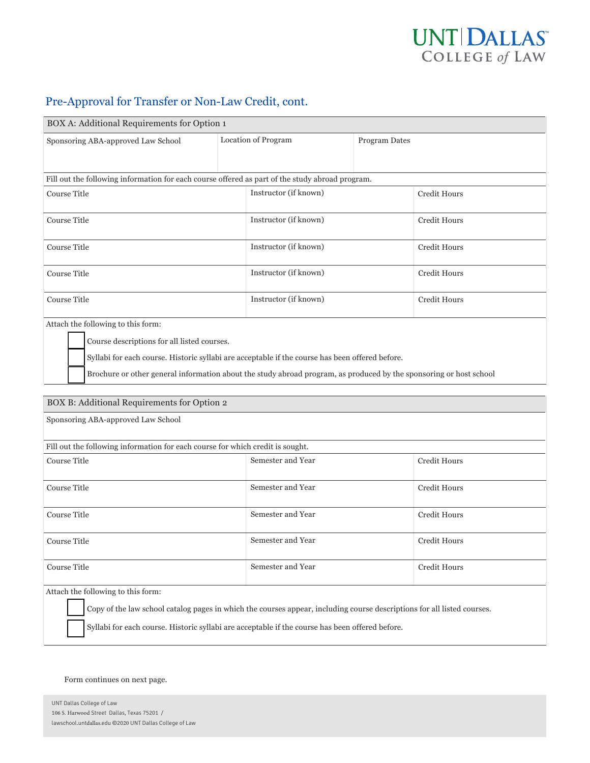## Pre-Approval for Transfer or Non-Law Credit, cont.

### BOX A: Additional Requirements for Option 1

| Sponsoring ABA-approved Law School | Location of Program | Program Dates |
|---|---|---|
| | | |

Fill out the following information for each course offered as part of the study abroad program.

| Course Title | Instructor (if known) | Credit Hours |
|---|---|---|
| Course Title | Instructor (if known) | Credit Hours |
| Course Title | Instructor (if known) | Credit Hours |
| Course Title | Instructor (if known) | Credit Hours |
| Course Title | Instructor (if known) | Credit Hours |

Attach the following to this form:

- [ ] Course descriptions for all listed courses.
- [ ] Syllabi for each course. Historic syllabi are acceptable if the course has been offered before.
- [ ] Brochure or other general information about the study abroad program, as produced by the sponsoring or host school

### BOX B: Additional Requirements for Option 2

Sponsoring ABA-approved Law School

Fill out the following information for each course for which credit is sought.

| Course Title | Semester and Year | Credit Hours |
|---|---|---|
| Course Title | Semester and Year | Credit Hours |
| Course Title | Semester and Year | Credit Hours |
| Course Title | Semester and Year | Credit Hours |
| Course Title | Semester and Year | Credit Hours |

Attach the following to this form:

- [ ] Copy of the law school catalog pages in which the courses appear, including course descriptions for all listed courses.
- [ ] Syllabi for each course. Historic syllabi are acceptable if the course has been offered before.

Form continues on next page.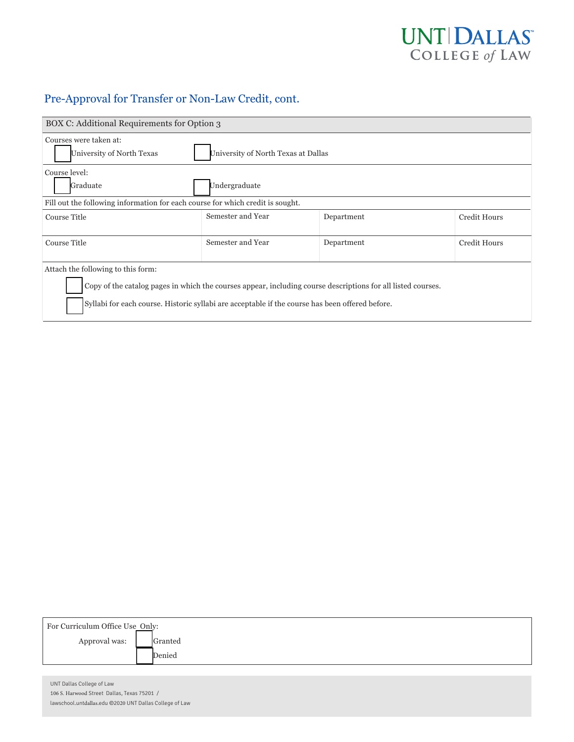## Pre-Approval for Transfer or Non-Law Credit, cont.

**BOX C: Additional Requirements for Option 3**

Courses were taken at:

☐ University of North Texas ☐ University of North Texas at Dallas

Course level:

☐ Graduate ☐ Undergraduate

Fill out the following information for each course for which credit is sought.

| | | | |
|---|---|---|---|
| Course Title | Semester and Year | Department | Credit Hours |
| Course Title | Semester and Year | Department | Credit Hours |

Attach the following to this form:

☐ Copy of the catalog pages in which the courses appear, including course descriptions for all listed courses.

☐ Syllabi for each course. Historic syllabi are acceptable if the course has been offered before.

For Curriculum Office Use Only:

Approval was: ☐ Granted

☐ Denied

UNT Dallas College of Law
106 S. Harwood Street Dallas, Texas 75201 /
lawschool.untdallas.edu ©2020 UNT Dallas College of Law